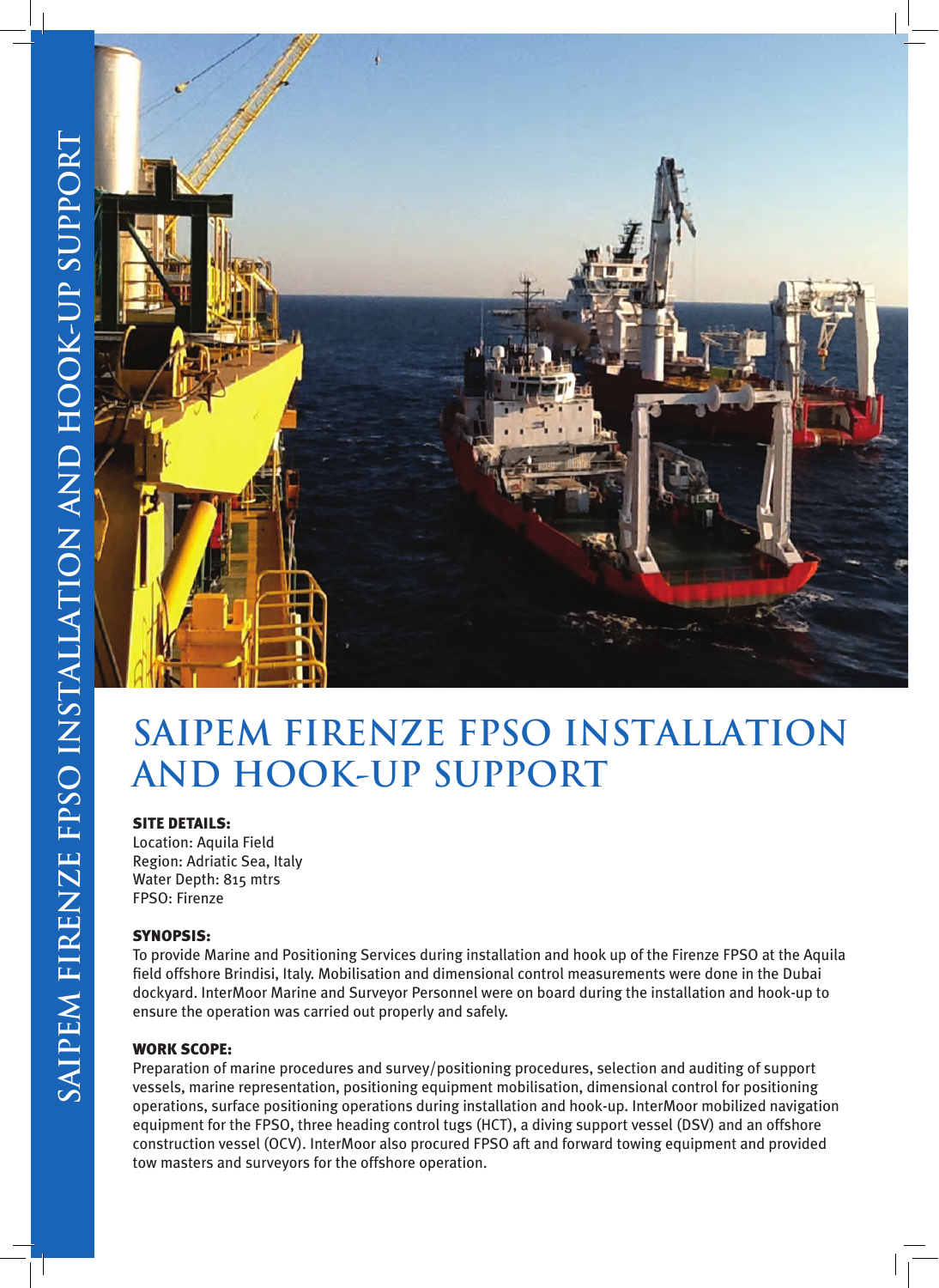# SAIPEM FIRENZE FPSO INSTALLATION AND HOOK-UP SUPPORT

**SITE DETAILS:**

Location: Aquila Field
Region: Adriatic Sea, Italy
Water Depth: 815 mtrs
FPSO: Firenze

**SYNOPSIS:**

To provide Marine and Positioning Services during installation and hook up of the Firenze FPSO at the Aquila field offshore Brindisi, Italy. Mobilisation and dimensional control measurements were done in the Dubai dockyard. InterMoor Marine and Surveyor Personnel were on board during the installation and hook-up to ensure the operation was carried out properly and safely.

**WORK SCOPE:**

Preparation of marine procedures and survey/positioning procedures, selection and auditing of support vessels, marine representation, positioning equipment mobilisation, dimensional control for positioning operations, surface positioning operations during installation and hook-up. InterMoor mobilized navigation equipment for the FPSO, three heading control tugs (HCT), a diving support vessel (DSV) and an offshore construction vessel (OCV). InterMoor also procured FPSO aft and forward towing equipment and provided tow masters and surveyors for the offshore operation.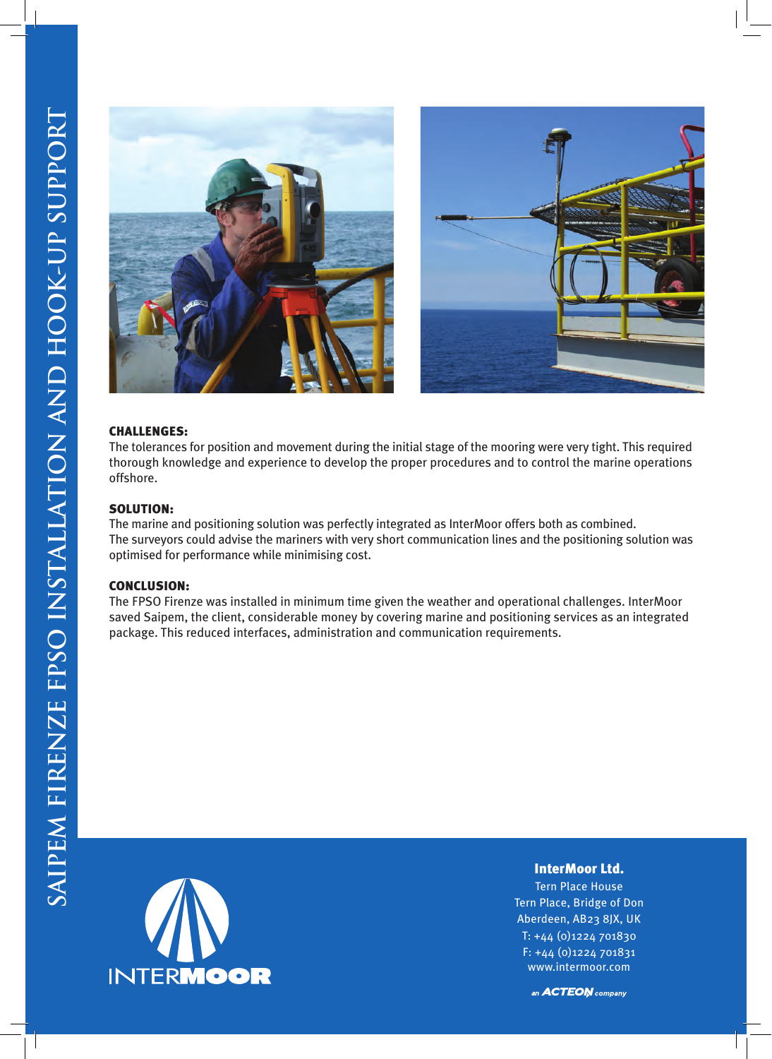SAIPEM FIRENZE FPSO INSTALLATION AND HOOK-UP SUPPORT

### CHALLENGES:

The tolerances for position and movement during the initial stage of the mooring were very tight. This required thorough knowledge and experience to develop the proper procedures and to control the marine operations offshore.

### SOLUTION:

The marine and positioning solution was perfectly integrated as InterMoor offers both as combined.
The surveyors could advise the mariners with very short communication lines and the positioning solution was optimised for performance while minimising cost.

### CONCLUSION:

The FPSO Firenze was installed in minimum time given the weather and operational challenges. InterMoor saved Saipem, the client, considerable money by covering marine and positioning services as an integrated package. This reduced interfaces, administration and communication requirements.

INTERMOOR

**InterMoor Ltd.**
Tern Place House
Tern Place, Bridge of Don
Aberdeen, AB23 8JX, UK
T: +44 (0)1224 701830
F: +44 (0)1224 701831
www.intermoor.com

an ACTEON company